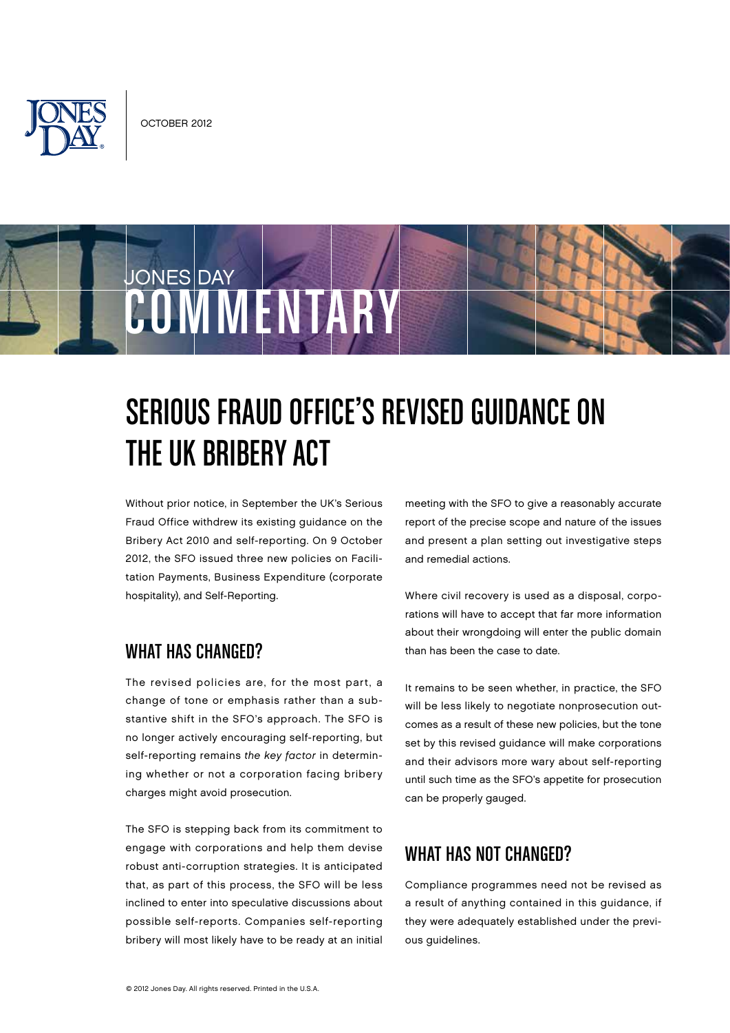OCTOBER 2012

JONES DAY COMMENTARY

# SERIOUS FRAUD OFFICE'S REVISED GUIDANCE ON THE UK BRIBERY ACT

Without prior notice, in September the UK's Serious Fraud Office withdrew its existing guidance on the Bribery Act 2010 and self-reporting. On 9 October 2012, the SFO issued three new policies on Facilitation Payments, Business Expenditure (corporate hospitality), and Self-Reporting.

## WHAT HAS CHANGED?

The revised policies are, for the most part, a change of tone or emphasis rather than a substantive shift in the SFO's approach. The SFO is no longer actively encouraging self-reporting, but self-reporting remains *the key factor* in determining whether or not a corporation facing bribery charges might avoid prosecution.

The SFO is stepping back from its commitment to engage with corporations and help them devise robust anti-corruption strategies. It is anticipated that, as part of this process, the SFO will be less inclined to enter into speculative discussions about possible self-reports. Companies self-reporting bribery will most likely have to be ready at an initial meeting with the SFO to give a reasonably accurate report of the precise scope and nature of the issues and present a plan setting out investigative steps and remedial actions.

Where civil recovery is used as a disposal, corporations will have to accept that far more information about their wrongdoing will enter the public domain than has been the case to date.

It remains to be seen whether, in practice, the SFO will be less likely to negotiate nonprosecution outcomes as a result of these new policies, but the tone set by this revised guidance will make corporations and their advisors more wary about self-reporting until such time as the SFO's appetite for prosecution can be properly gauged.

## WHAT HAS NOT CHANGED?

Compliance programmes need not be revised as a result of anything contained in this guidance, if they were adequately established under the previous guidelines.

© 2012 Jones Day. All rights reserved. Printed in the U.S.A.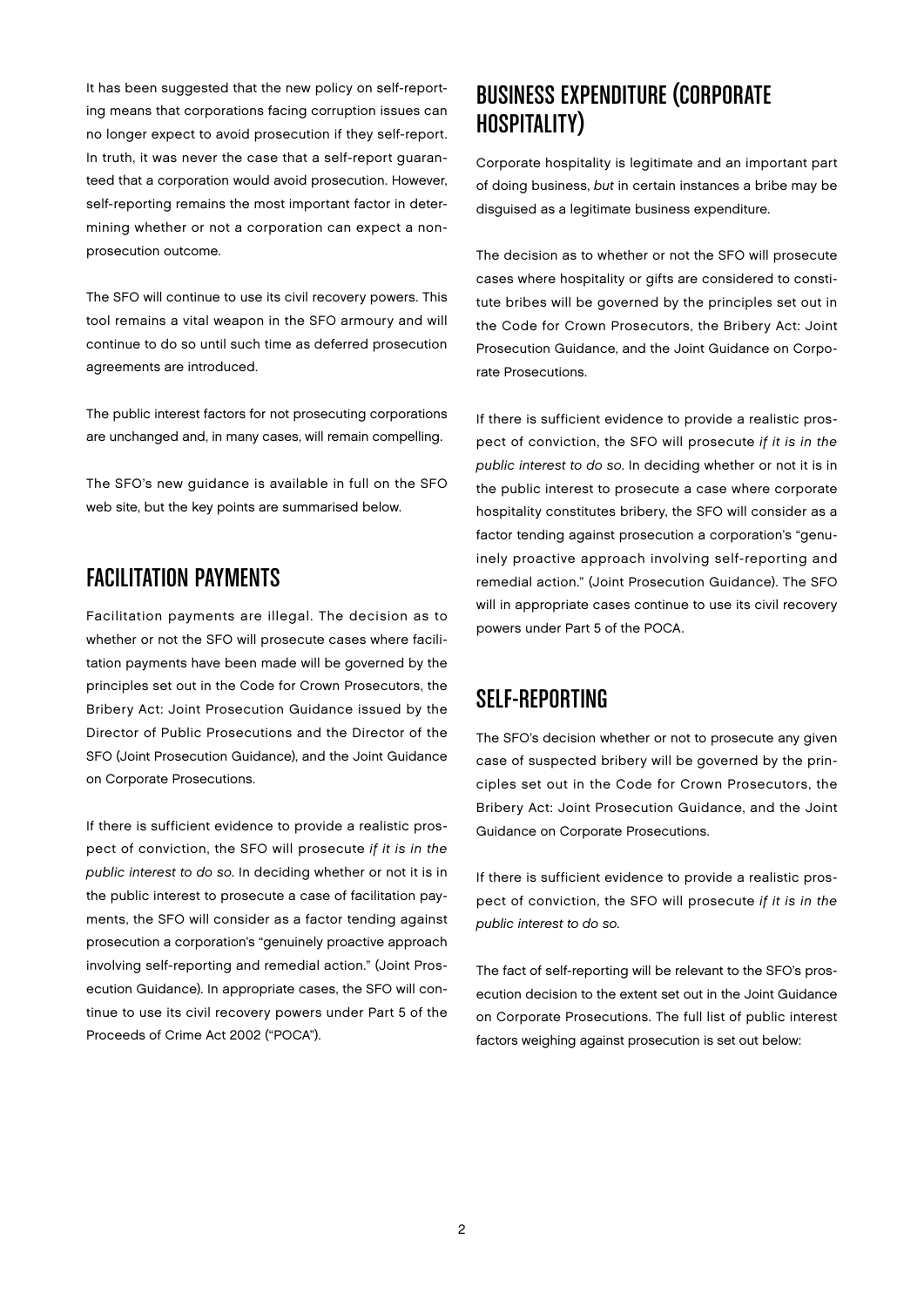It has been suggested that the new policy on self-reporting means that corporations facing corruption issues can no longer expect to avoid prosecution if they self-report. In truth, it was never the case that a self-report guaranteed that a corporation would avoid prosecution. However, self-reporting remains the most important factor in determining whether or not a corporation can expect a non-prosecution outcome.

The SFO will continue to use its civil recovery powers. This tool remains a vital weapon in the SFO armoury and will continue to do so until such time as deferred prosecution agreements are introduced.

The public interest factors for not prosecuting corporations are unchanged and, in many cases, will remain compelling.

The SFO's new guidance is available in full on the SFO web site, but the key points are summarised below.

## FACILITATION PAYMENTS

Facilitation payments are illegal. The decision as to whether or not the SFO will prosecute cases where facilitation payments have been made will be governed by the principles set out in the Code for Crown Prosecutors, the Bribery Act: Joint Prosecution Guidance issued by the Director of Public Prosecutions and the Director of the SFO (Joint Prosecution Guidance), and the Joint Guidance on Corporate Prosecutions.

If there is sufficient evidence to provide a realistic prospect of conviction, the SFO will prosecute *if it is in the public interest to do so*. In deciding whether or not it is in the public interest to prosecute a case of facilitation payments, the SFO will consider as a factor tending against prosecution a corporation's "genuinely proactive approach involving self-reporting and remedial action." (Joint Prosecution Guidance). In appropriate cases, the SFO will continue to use its civil recovery powers under Part 5 of the Proceeds of Crime Act 2002 ("POCA").

## BUSINESS EXPENDITURE (CORPORATE HOSPITALITY)

Corporate hospitality is legitimate and an important part of doing business, *but* in certain instances a bribe may be disguised as a legitimate business expenditure.

The decision as to whether or not the SFO will prosecute cases where hospitality or gifts are considered to constitute bribes will be governed by the principles set out in the Code for Crown Prosecutors, the Bribery Act: Joint Prosecution Guidance, and the Joint Guidance on Corporate Prosecutions.

If there is sufficient evidence to provide a realistic prospect of conviction, the SFO will prosecute *if it is in the public interest to do so*. In deciding whether or not it is in the public interest to prosecute a case where corporate hospitality constitutes bribery, the SFO will consider as a factor tending against prosecution a corporation's "genuinely proactive approach involving self-reporting and remedial action." (Joint Prosecution Guidance). The SFO will in appropriate cases continue to use its civil recovery powers under Part 5 of the POCA.

## SELF-REPORTING

The SFO's decision whether or not to prosecute any given case of suspected bribery will be governed by the principles set out in the Code for Crown Prosecutors, the Bribery Act: Joint Prosecution Guidance, and the Joint Guidance on Corporate Prosecutions.

If there is sufficient evidence to provide a realistic prospect of conviction, the SFO will prosecute *if it is in the public interest to do so*.

The fact of self-reporting will be relevant to the SFO's prosecution decision to the extent set out in the Joint Guidance on Corporate Prosecutions. The full list of public interest factors weighing against prosecution is set out below: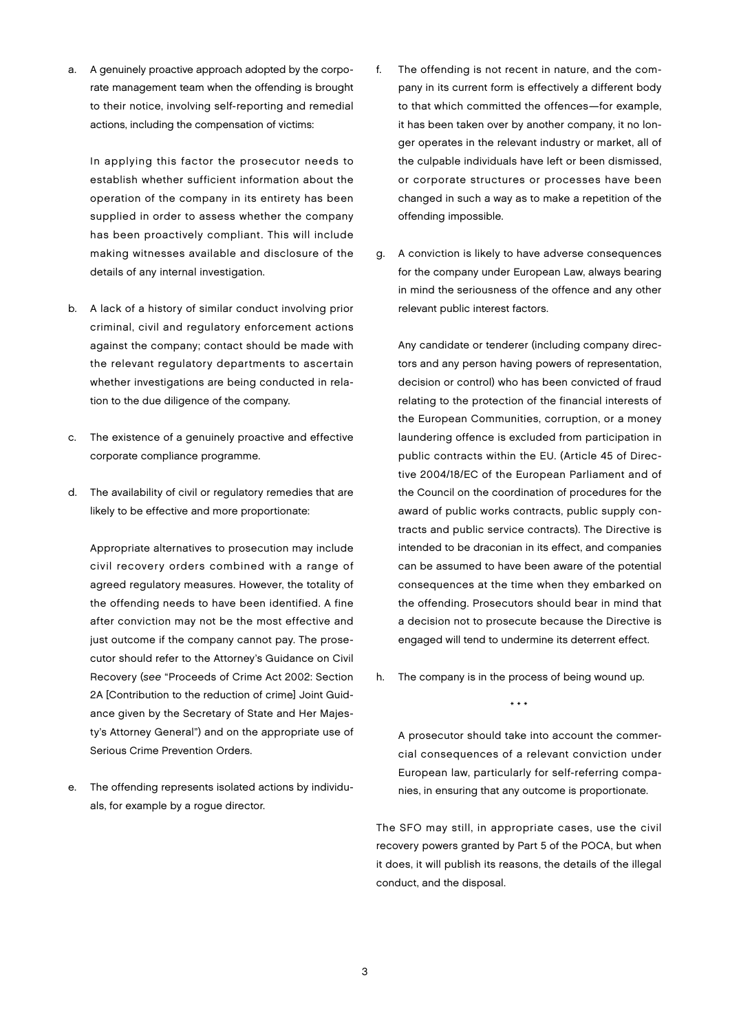a. A genuinely proactive approach adopted by the corporate management team when the offending is brought to their notice, involving self-reporting and remedial actions, including the compensation of victims:

   In applying this factor the prosecutor needs to establish whether sufficient information about the operation of the company in its entirety has been supplied in order to assess whether the company has been proactively compliant. This will include making witnesses available and disclosure of the details of any internal investigation.

b. A lack of a history of similar conduct involving prior criminal, civil and regulatory enforcement actions against the company; contact should be made with the relevant regulatory departments to ascertain whether investigations are being conducted in relation to the due diligence of the company.

c. The existence of a genuinely proactive and effective corporate compliance programme.

d. The availability of civil or regulatory remedies that are likely to be effective and more proportionate:

   Appropriate alternatives to prosecution may include civil recovery orders combined with a range of agreed regulatory measures. However, the totality of the offending needs to have been identified. A fine after conviction may not be the most effective and just outcome if the company cannot pay. The prosecutor should refer to the Attorney's Guidance on Civil Recovery (*see* "Proceeds of Crime Act 2002: Section 2A [Contribution to the reduction of crime] Joint Guidance given by the Secretary of State and Her Majesty's Attorney General") and on the appropriate use of Serious Crime Prevention Orders.

e. The offending represents isolated actions by individuals, for example by a rogue director.

f. The offending is not recent in nature, and the company in its current form is effectively a different body to that which committed the offences—for example, it has been taken over by another company, it no longer operates in the relevant industry or market, all of the culpable individuals have left or been dismissed, or corporate structures or processes have been changed in such a way as to make a repetition of the offending impossible.

g. A conviction is likely to have adverse consequences for the company under European Law, always bearing in mind the seriousness of the offence and any other relevant public interest factors.

   Any candidate or tenderer (including company directors and any person having powers of representation, decision or control) who has been convicted of fraud relating to the protection of the financial interests of the European Communities, corruption, or a money laundering offence is excluded from participation in public contracts within the EU. (Article 45 of Directive 2004/18/EC of the European Parliament and of the Council on the coordination of procedures for the award of public works contracts, public supply contracts and public service contracts). The Directive is intended to be draconian in its effect, and companies can be assumed to have been aware of the potential consequences at the time when they embarked on the offending. Prosecutors should bear in mind that a decision not to prosecute because the Directive is engaged will tend to undermine its deterrent effect.

h. The company is in the process of being wound up.

\* \* \*

A prosecutor should take into account the commercial consequences of a relevant conviction under European law, particularly for self-referring companies, in ensuring that any outcome is proportionate.

The SFO may still, in appropriate cases, use the civil recovery powers granted by Part 5 of the POCA, but when it does, it will publish its reasons, the details of the illegal conduct, and the disposal.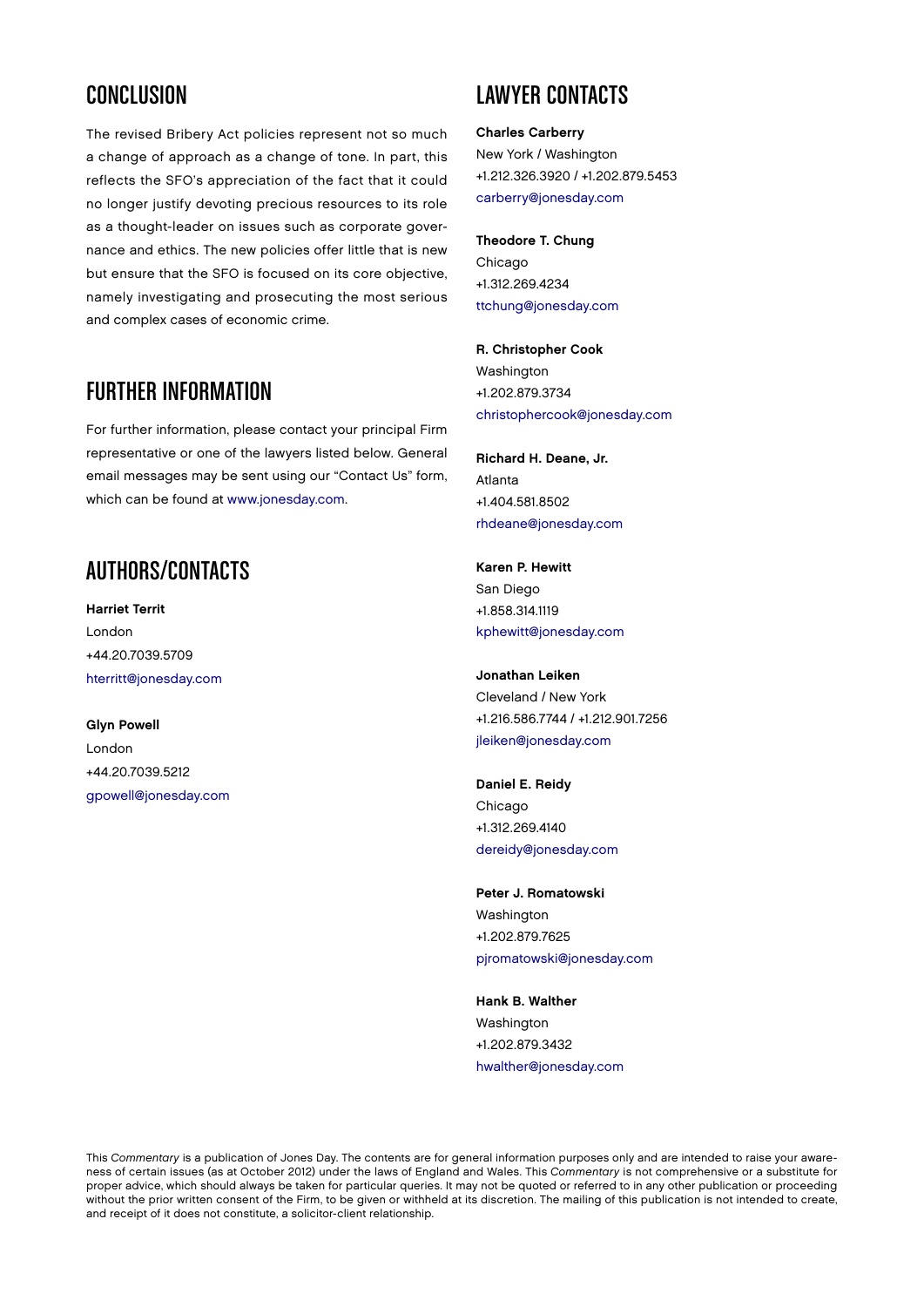## CONCLUSION

The revised Bribery Act policies represent not so much a change of approach as a change of tone. In part, this reflects the SFO's appreciation of the fact that it could no longer justify devoting precious resources to its role as a thought-leader on issues such as corporate governance and ethics. The new policies offer little that is new but ensure that the SFO is focused on its core objective, namely investigating and prosecuting the most serious and complex cases of economic crime.

## FURTHER INFORMATION

For further information, please contact your principal Firm representative or one of the lawyers listed below. General email messages may be sent using our "Contact Us" form, which can be found at www.jonesday.com.

## AUTHORS/CONTACTS

**Harriet Territ**
London
+44.20.7039.5709
hterritt@jonesday.com

**Glyn Powell**
London
+44.20.7039.5212
gpowell@jonesday.com

## LAWYER CONTACTS

**Charles Carberry**
New York / Washington
+1.212.326.3920 / +1.202.879.5453
carberry@jonesday.com

**Theodore T. Chung**
Chicago
+1.312.269.4234
ttchung@jonesday.com

**R. Christopher Cook**
Washington
+1.202.879.3734
christophercook@jonesday.com

**Richard H. Deane, Jr.**
Atlanta
+1.404.581.8502
rhdeane@jonesday.com

**Karen P. Hewitt**
San Diego
+1.858.314.1119
kphewitt@jonesday.com

**Jonathan Leiken**
Cleveland / New York
+1.216.586.7744 / +1.212.901.7256
jleiken@jonesday.com

**Daniel E. Reidy**
Chicago
+1.312.269.4140
dereidy@jonesday.com

**Peter J. Romatowski**
Washington
+1.202.879.7625
pjromatowski@jonesday.com

**Hank B. Walther**
Washington
+1.202.879.3432
hwalther@jonesday.com

This *Commentary* is a publication of Jones Day. The contents are for general information purposes only and are intended to raise your awareness of certain issues (as at October 2012) under the laws of England and Wales. This *Commentary* is not comprehensive or a substitute for proper advice, which should always be taken for particular queries. It may not be quoted or referred to in any other publication or proceeding without the prior written consent of the Firm, to be given or withheld at its discretion. The mailing of this publication is not intended to create, and receipt of it does not constitute, a solicitor-client relationship.